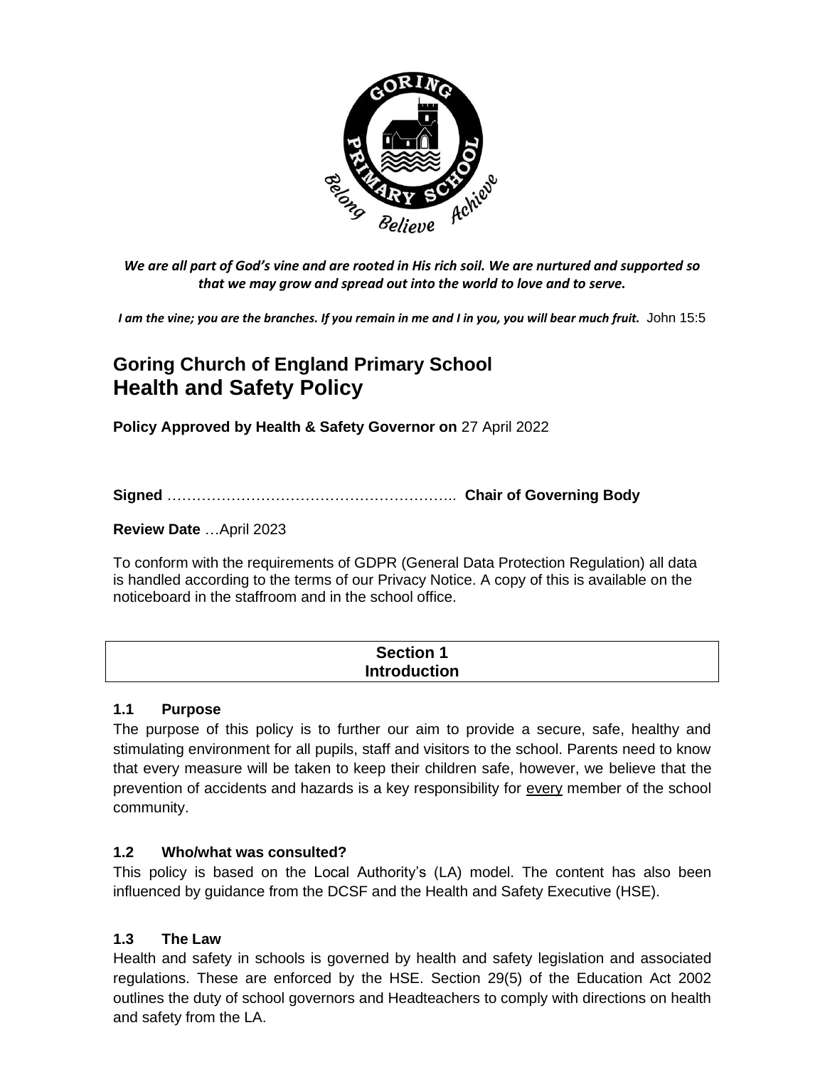*We are all part of God's vine and are rooted in His rich soil. We are nurtured and supported so that we may grow and spread out into the world to love and to serve.*

***I am the vine; you are the branches. If you remain in me and I in you, you will bear much fruit.*** John 15:5

# Goring Church of England Primary School
# Health and Safety Policy

**Policy Approved by Health & Safety Governor on** 27 April 2022

**Signed** ………………………………………………….. **Chair of Governing Body**

**Review Date** …April 2023

To conform with the requirements of GDPR (General Data Protection Regulation) all data is handled according to the terms of our Privacy Notice. A copy of this is available on the noticeboard in the staffroom and in the school office.

## Section 1
## Introduction

### 1.1 Purpose

The purpose of this policy is to further our aim to provide a secure, safe, healthy and stimulating environment for all pupils, staff and visitors to the school. Parents need to know that every measure will be taken to keep their children safe, however, we believe that the prevention of accidents and hazards is a key responsibility for <u>every</u> member of the school community.

### 1.2 Who/what was consulted?

This policy is based on the Local Authority's (LA) model. The content has also been influenced by guidance from the DCSF and the Health and Safety Executive (HSE).

### 1.3 The Law

Health and safety in schools is governed by health and safety legislation and associated regulations. These are enforced by the HSE. Section 29(5) of the Education Act 2002 outlines the duty of school governors and Headteachers to comply with directions on health and safety from the LA.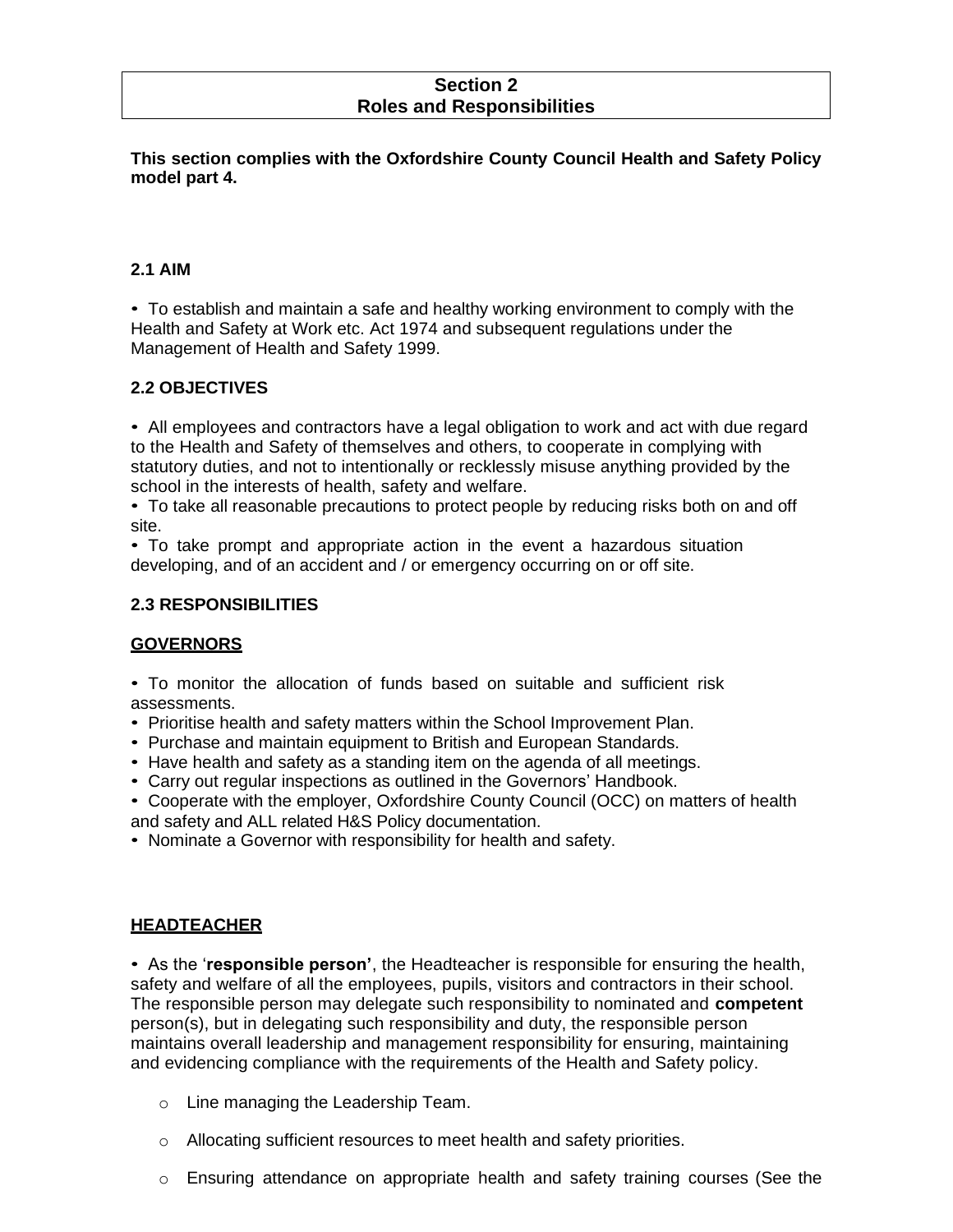# Section 2
# Roles and Responsibilities

**This section complies with the Oxfordshire County Council Health and Safety Policy model part 4.**

### 2.1 AIM

- To establish and maintain a safe and healthy working environment to comply with the Health and Safety at Work etc. Act 1974 and subsequent regulations under the Management of Health and Safety 1999.

### 2.2 OBJECTIVES

- All employees and contractors have a legal obligation to work and act with due regard to the Health and Safety of themselves and others, to cooperate in complying with statutory duties, and not to intentionally or recklessly misuse anything provided by the school in the interests of health, safety and welfare.
- To take all reasonable precautions to protect people by reducing risks both on and off site.
- To take prompt and appropriate action in the event a hazardous situation developing, and of an accident and / or emergency occurring on or off site.

### 2.3 RESPONSIBILITIES

**GOVERNORS**

- To monitor the allocation of funds based on suitable and sufficient risk assessments.
- Prioritise health and safety matters within the School Improvement Plan.
- Purchase and maintain equipment to British and European Standards.
- Have health and safety as a standing item on the agenda of all meetings.
- Carry out regular inspections as outlined in the Governors' Handbook.
- Cooperate with the employer, Oxfordshire County Council (OCC) on matters of health and safety and ALL related H&S Policy documentation.
- Nominate a Governor with responsibility for health and safety.

**HEADTEACHER**

- As the '**responsible person'**, the Headteacher is responsible for ensuring the health, safety and welfare of all the employees, pupils, visitors and contractors in their school. The responsible person may delegate such responsibility to nominated and **competent** person(s), but in delegating such responsibility and duty, the responsible person maintains overall leadership and management responsibility for ensuring, maintaining and evidencing compliance with the requirements of the Health and Safety policy.
    - Line managing the Leadership Team.
    - Allocating sufficient resources to meet health and safety priorities.
    - Ensuring attendance on appropriate health and safety training courses (See the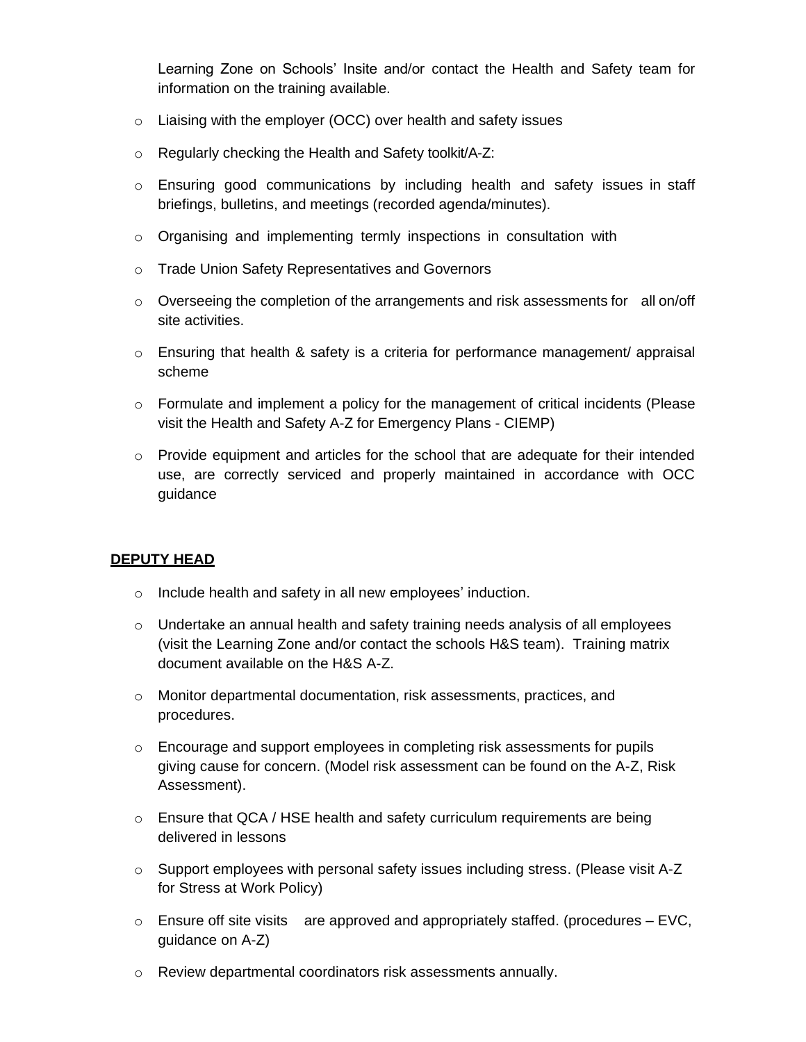Learning Zone on Schools' Insite and/or contact the Health and Safety team for information on the training available.

- Liaising with the employer (OCC) over health and safety issues
- Regularly checking the Health and Safety toolkit/A-Z:
- Ensuring good communications by including health and safety issues in staff briefings, bulletins, and meetings (recorded agenda/minutes).
- Organising and implementing termly inspections in consultation with
- Trade Union Safety Representatives and Governors
- Overseeing the completion of the arrangements and risk assessments for all on/off site activities.
- Ensuring that health & safety is a criteria for performance management/ appraisal scheme
- Formulate and implement a policy for the management of critical incidents (Please visit the Health and Safety A-Z for Emergency Plans - CIEMP)
- Provide equipment and articles for the school that are adequate for their intended use, are correctly serviced and properly maintained in accordance with OCC guidance

**DEPUTY HEAD**

- Include health and safety in all new employees' induction.
- Undertake an annual health and safety training needs analysis of all employees (visit the Learning Zone and/or contact the schools H&S team). Training matrix document available on the H&S A-Z.
- Monitor departmental documentation, risk assessments, practices, and procedures.
- Encourage and support employees in completing risk assessments for pupils giving cause for concern. (Model risk assessment can be found on the A-Z, Risk Assessment).
- Ensure that QCA / HSE health and safety curriculum requirements are being delivered in lessons
- Support employees with personal safety issues including stress. (Please visit A-Z for Stress at Work Policy)
- Ensure off site visits are approved and appropriately staffed. (procedures – EVC, guidance on A-Z)
- Review departmental coordinators risk assessments annually.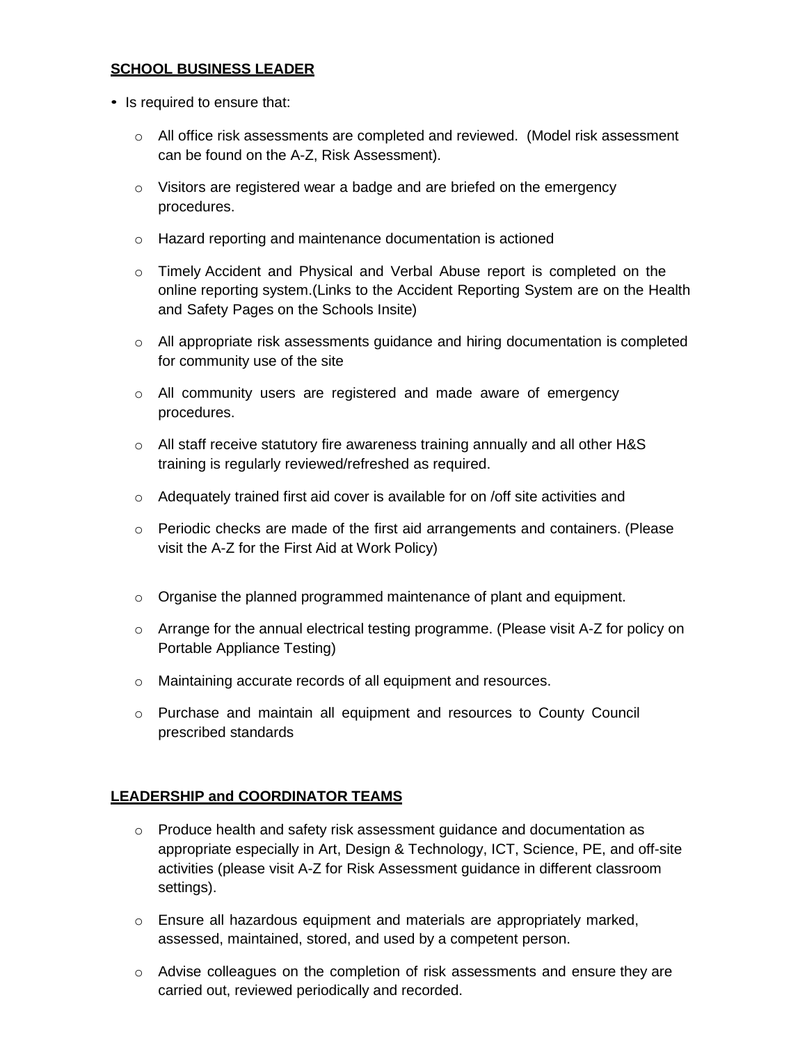**SCHOOL BUSINESS LEADER**

- Is required to ensure that:
  - All office risk assessments are completed and reviewed. (Model risk assessment can be found on the A-Z, Risk Assessment).
  - Visitors are registered wear a badge and are briefed on the emergency procedures.
  - Hazard reporting and maintenance documentation is actioned
  - Timely Accident and Physical and Verbal Abuse report is completed on the online reporting system.(Links to the Accident Reporting System are on the Health and Safety Pages on the Schools Insite)
  - All appropriate risk assessments guidance and hiring documentation is completed for community use of the site
  - All community users are registered and made aware of emergency procedures.
  - All staff receive statutory fire awareness training annually and all other H&S training is regularly reviewed/refreshed as required.
  - Adequately trained first aid cover is available for on /off site activities and
  - Periodic checks are made of the first aid arrangements and containers. (Please visit the A-Z for the First Aid at Work Policy)
  - Organise the planned programmed maintenance of plant and equipment.
  - Arrange for the annual electrical testing programme. (Please visit A-Z for policy on Portable Appliance Testing)
  - Maintaining accurate records of all equipment and resources.
  - Purchase and maintain all equipment and resources to County Council prescribed standards

**LEADERSHIP and COORDINATOR TEAMS**

- Produce health and safety risk assessment guidance and documentation as appropriate especially in Art, Design & Technology, ICT, Science, PE, and off-site activities (please visit A-Z for Risk Assessment guidance in different classroom settings).
- Ensure all hazardous equipment and materials are appropriately marked, assessed, maintained, stored, and used by a competent person.
- Advise colleagues on the completion of risk assessments and ensure they are carried out, reviewed periodically and recorded.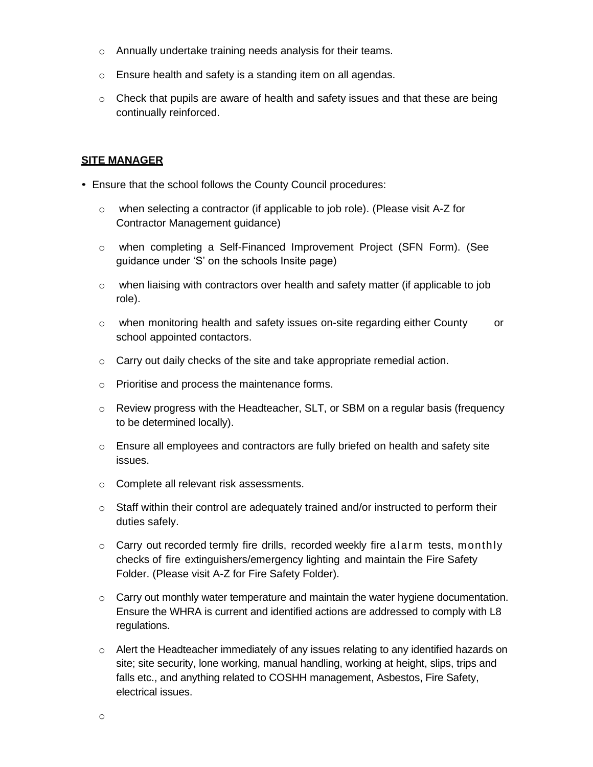- Annually undertake training needs analysis for their teams.
- Ensure health and safety is a standing item on all agendas.
- Check that pupils are aware of health and safety issues and that these are being continually reinforced.

**SITE MANAGER**

- Ensure that the school follows the County Council procedures:
  - when selecting a contractor (if applicable to job role). (Please visit A-Z for Contractor Management guidance)
  - when completing a Self-Financed Improvement Project (SFN Form). (See guidance under 'S' on the schools Insite page)
  - when liaising with contractors over health and safety matter (if applicable to job role).
  - when monitoring health and safety issues on-site regarding either County or school appointed contactors.
  - Carry out daily checks of the site and take appropriate remedial action.
  - Prioritise and process the maintenance forms.
  - Review progress with the Headteacher, SLT, or SBM on a regular basis (frequency to be determined locally).
  - Ensure all employees and contractors are fully briefed on health and safety site issues.
  - Complete all relevant risk assessments.
  - Staff within their control are adequately trained and/or instructed to perform their duties safely.
  - Carry out recorded termly fire drills, recorded weekly fire alarm tests, monthly checks of fire extinguishers/emergency lighting and maintain the Fire Safety Folder. (Please visit A-Z for Fire Safety Folder).
  - Carry out monthly water temperature and maintain the water hygiene documentation. Ensure the WHRA is current and identified actions are addressed to comply with L8 regulations.
  - Alert the Headteacher immediately of any issues relating to any identified hazards on site; site security, lone working, manual handling, working at height, slips, trips and falls etc., and anything related to COSHH management, Asbestos, Fire Safety, electrical issues.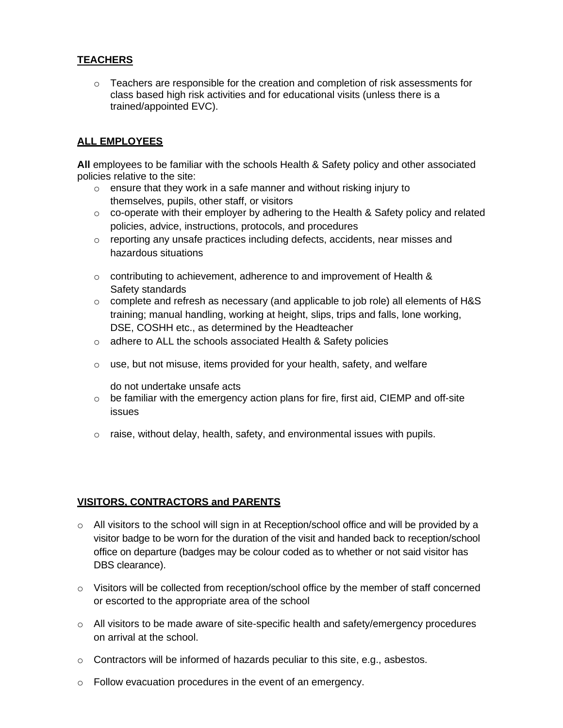**TEACHERS**

- Teachers are responsible for the creation and completion of risk assessments for class based high risk activities and for educational visits (unless there is a trained/appointed EVC).

**ALL EMPLOYEES**

**All** employees to be familiar with the schools Health & Safety policy and other associated policies relative to the site:

- ensure that they work in a safe manner and without risking injury to themselves, pupils, other staff, or visitors
- co-operate with their employer by adhering to the Health & Safety policy and related policies, advice, instructions, protocols, and procedures
- reporting any unsafe practices including defects, accidents, near misses and hazardous situations
- contributing to achievement, adherence to and improvement of Health & Safety standards
- complete and refresh as necessary (and applicable to job role) all elements of H&S training; manual handling, working at height, slips, trips and falls, lone working, DSE, COSHH etc., as determined by the Headteacher
- adhere to ALL the schools associated Health & Safety policies
- use, but not misuse, items provided for your health, safety, and welfare

  do not undertake unsafe acts
- be familiar with the emergency action plans for fire, first aid, CIEMP and off-site issues
- raise, without delay, health, safety, and environmental issues with pupils.

**VISITORS, CONTRACTORS and PARENTS**

- All visitors to the school will sign in at Reception/school office and will be provided by a visitor badge to be worn for the duration of the visit and handed back to reception/school office on departure (badges may be colour coded as to whether or not said visitor has DBS clearance).
- Visitors will be collected from reception/school office by the member of staff concerned or escorted to the appropriate area of the school
- All visitors to be made aware of site-specific health and safety/emergency procedures on arrival at the school.
- Contractors will be informed of hazards peculiar to this site, e.g., asbestos.
- Follow evacuation procedures in the event of an emergency.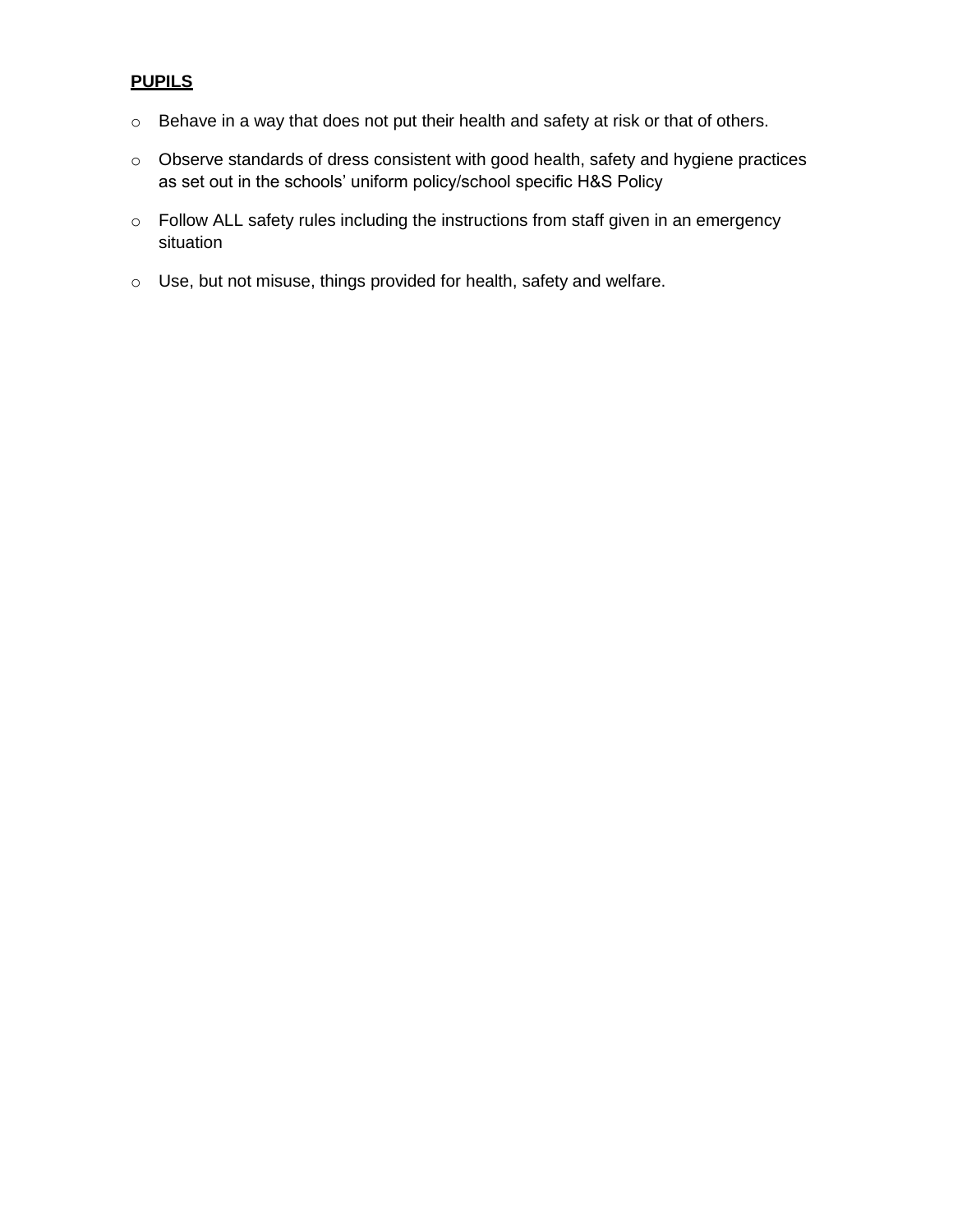**PUPILS**

- Behave in a way that does not put their health and safety at risk or that of others.
- Observe standards of dress consistent with good health, safety and hygiene practices as set out in the schools' uniform policy/school specific H&S Policy
- Follow ALL safety rules including the instructions from staff given in an emergency situation
- Use, but not misuse, things provided for health, safety and welfare.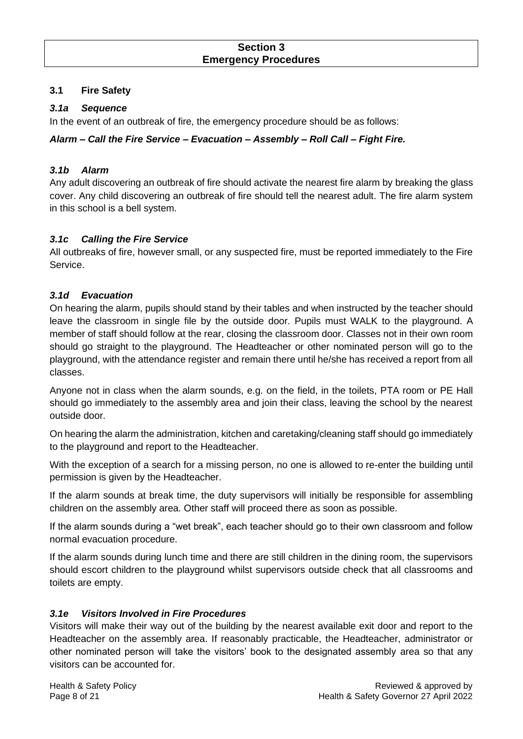# Section 3
# Emergency Procedures

## 3.1 Fire Safety

### *3.1a Sequence*

In the event of an outbreak of fire, the emergency procedure should be as follows:

***Alarm – Call the Fire Service – Evacuation – Assembly – Roll Call – Fight Fire.***

### *3.1b Alarm*

Any adult discovering an outbreak of fire should activate the nearest fire alarm by breaking the glass cover. Any child discovering an outbreak of fire should tell the nearest adult. The fire alarm system in this school is a bell system.

### *3.1c Calling the Fire Service*

All outbreaks of fire, however small, or any suspected fire, must be reported immediately to the Fire Service.

### *3.1d Evacuation*

On hearing the alarm, pupils should stand by their tables and when instructed by the teacher should leave the classroom in single file by the outside door. Pupils must WALK to the playground. A member of staff should follow at the rear, closing the classroom door. Classes not in their own room should go straight to the playground. The Headteacher or other nominated person will go to the playground, with the attendance register and remain there until he/she has received a report from all classes.

Anyone not in class when the alarm sounds, e.g. on the field, in the toilets, PTA room or PE Hall should go immediately to the assembly area and join their class, leaving the school by the nearest outside door.

On hearing the alarm the administration, kitchen and caretaking/cleaning staff should go immediately to the playground and report to the Headteacher.

With the exception of a search for a missing person, no one is allowed to re-enter the building until permission is given by the Headteacher.

If the alarm sounds at break time, the duty supervisors will initially be responsible for assembling children on the assembly area. Other staff will proceed there as soon as possible.

If the alarm sounds during a "wet break", each teacher should go to their own classroom and follow normal evacuation procedure.

If the alarm sounds during lunch time and there are still children in the dining room, the supervisors should escort children to the playground whilst supervisors outside check that all classrooms and toilets are empty.

### *3.1e Visitors Involved in Fire Procedures*

Visitors will make their way out of the building by the nearest available exit door and report to the Headteacher on the assembly area. If reasonably practicable, the Headteacher, administrator or other nominated person will take the visitors' book to the designated assembly area so that any visitors can be accounted for.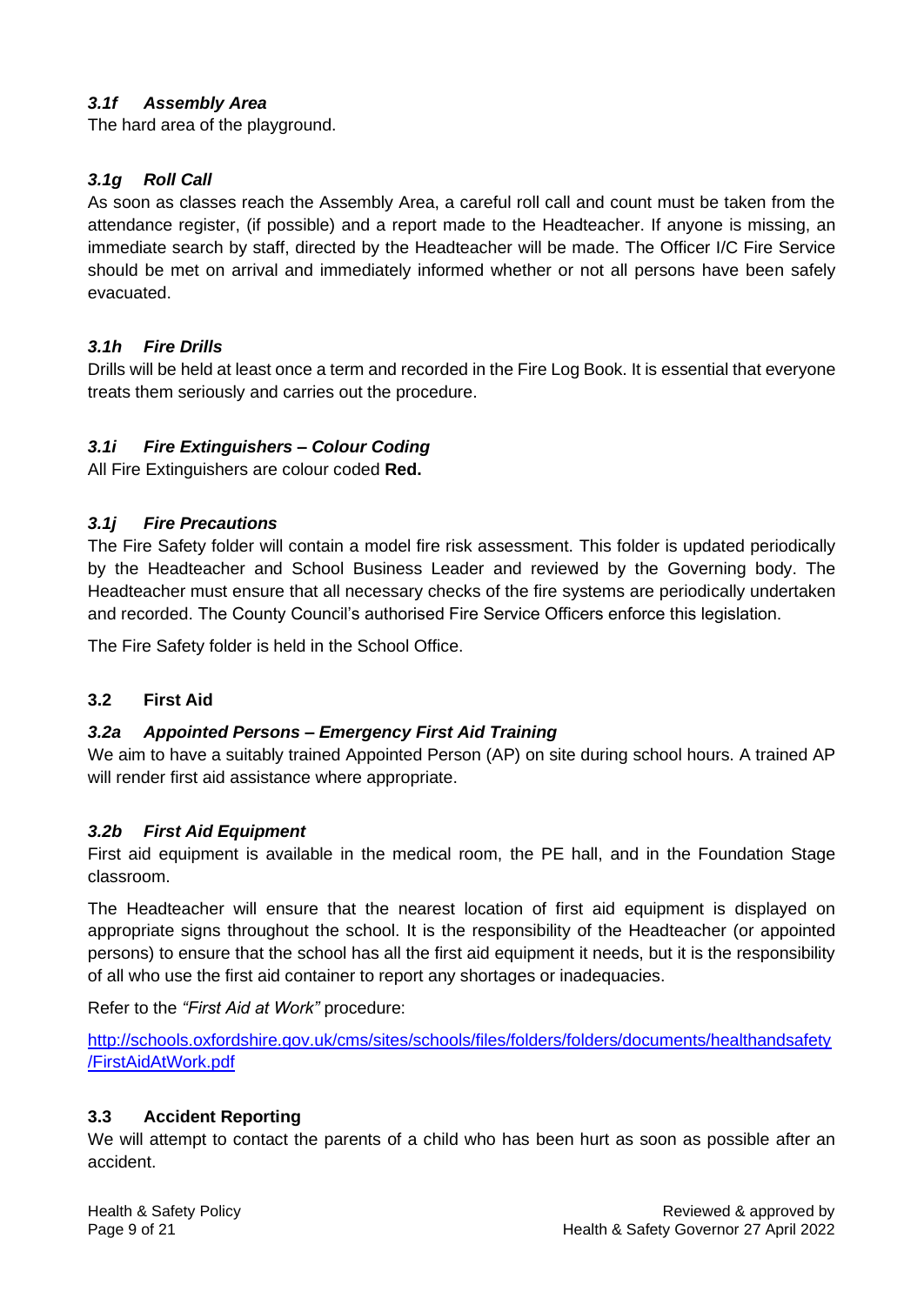### *3.1f Assembly Area*

The hard area of the playground.

### *3.1g Roll Call*

As soon as classes reach the Assembly Area, a careful roll call and count must be taken from the attendance register, (if possible) and a report made to the Headteacher. If anyone is missing, an immediate search by staff, directed by the Headteacher will be made. The Officer I/C Fire Service should be met on arrival and immediately informed whether or not all persons have been safely evacuated.

### *3.1h Fire Drills*

Drills will be held at least once a term and recorded in the Fire Log Book. It is essential that everyone treats them seriously and carries out the procedure.

### *3.1i Fire Extinguishers – Colour Coding*

All Fire Extinguishers are colour coded **Red.**

### *3.1j Fire Precautions*

The Fire Safety folder will contain a model fire risk assessment. This folder is updated periodically by the Headteacher and School Business Leader and reviewed by the Governing body. The Headteacher must ensure that all necessary checks of the fire systems are periodically undertaken and recorded. The County Council's authorised Fire Service Officers enforce this legislation.

The Fire Safety folder is held in the School Office.

## 3.2 First Aid

### *3.2a Appointed Persons – Emergency First Aid Training*

We aim to have a suitably trained Appointed Person (AP) on site during school hours. A trained AP will render first aid assistance where appropriate.

### *3.2b First Aid Equipment*

First aid equipment is available in the medical room, the PE hall, and in the Foundation Stage classroom.

The Headteacher will ensure that the nearest location of first aid equipment is displayed on appropriate signs throughout the school. It is the responsibility of the Headteacher (or appointed persons) to ensure that the school has all the first aid equipment it needs, but it is the responsibility of all who use the first aid container to report any shortages or inadequacies.

Refer to the *"First Aid at Work"* procedure:

[http://schools.oxfordshire.gov.uk/cms/sites/schools/files/folders/folders/documents/healthandsafety/FirstAidAtWork.pdf](http://schools.oxfordshire.gov.uk/cms/sites/schools/files/folders/folders/documents/healthandsafety/FirstAidAtWork.pdf)

## 3.3 Accident Reporting

We will attempt to contact the parents of a child who has been hurt as soon as possible after an accident.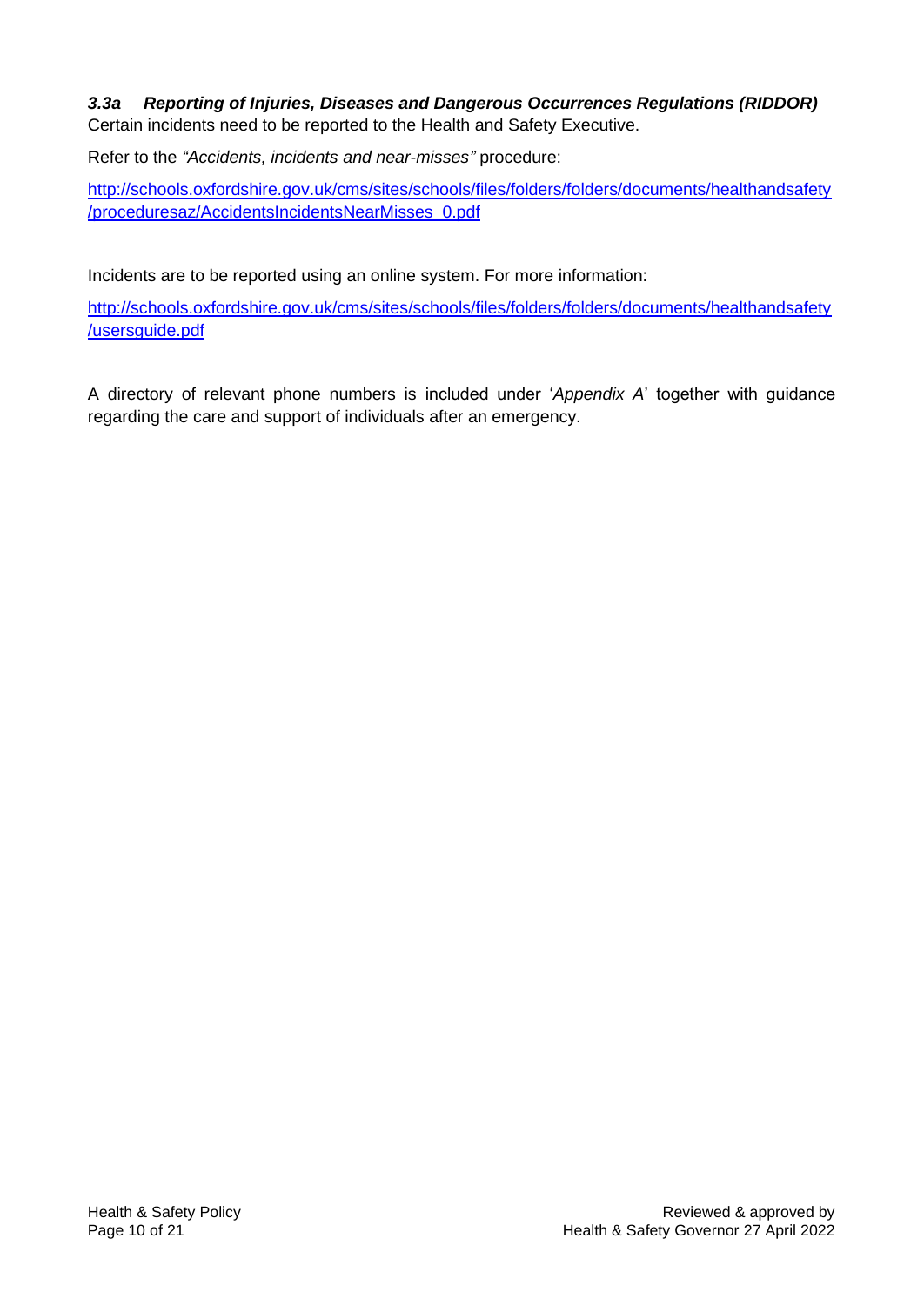### *3.3a Reporting of Injuries, Diseases and Dangerous Occurrences Regulations (RIDDOR)*

Certain incidents need to be reported to the Health and Safety Executive.

Refer to the *"Accidents, incidents and near-misses"* procedure:

http://schools.oxfordshire.gov.uk/cms/sites/schools/files/folders/folders/documents/healthandsafety/proceduresaz/AccidentsIncidentsNearMisses_0.pdf

Incidents are to be reported using an online system. For more information:

http://schools.oxfordshire.gov.uk/cms/sites/schools/files/folders/folders/documents/healthandsafety/usersguide.pdf

A directory of relevant phone numbers is included under '*Appendix A*' together with guidance regarding the care and support of individuals after an emergency.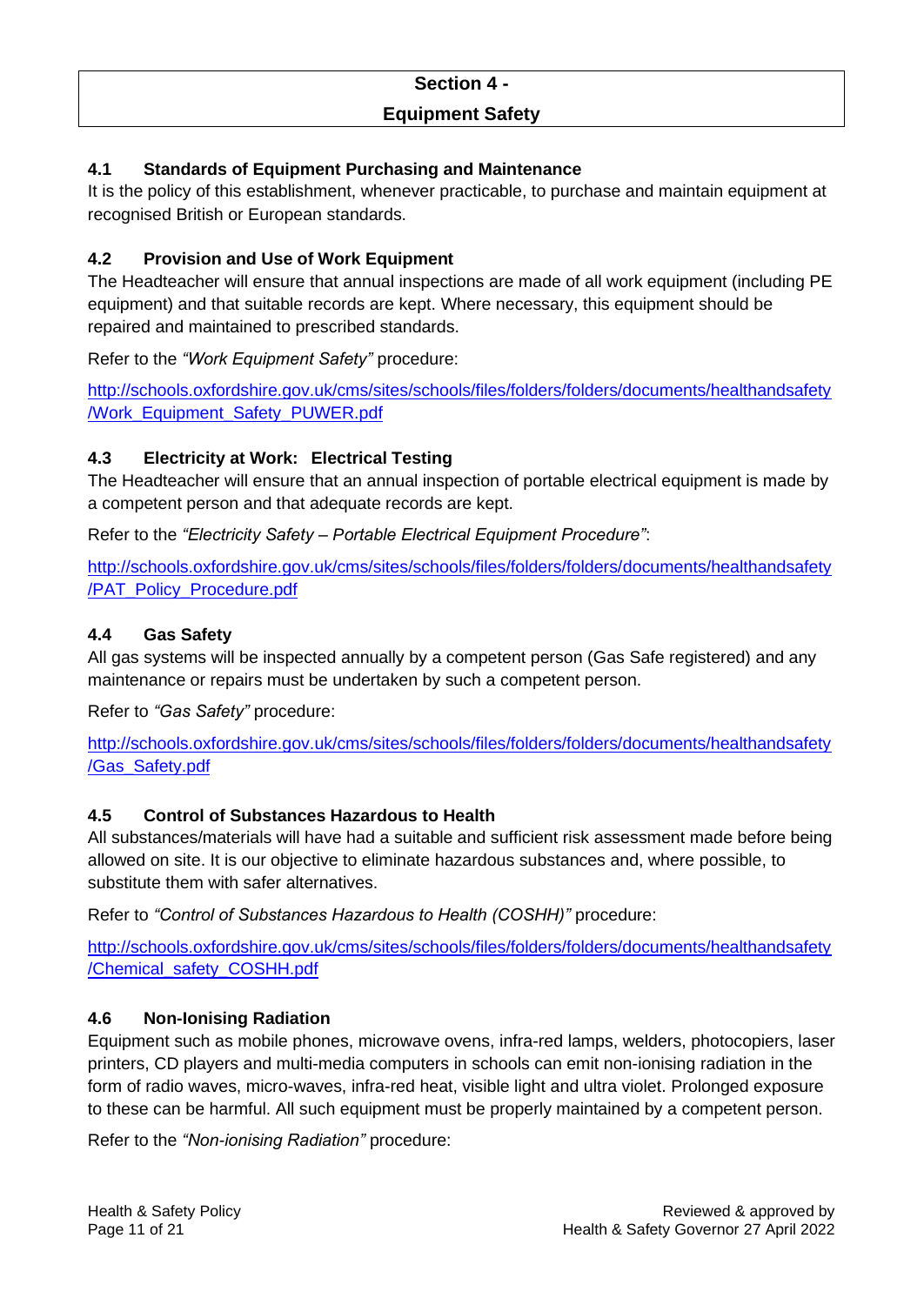## Section 4 - Equipment Safety

### 4.1 Standards of Equipment Purchasing and Maintenance

It is the policy of this establishment, whenever practicable, to purchase and maintain equipment at recognised British or European standards.

### 4.2 Provision and Use of Work Equipment

The Headteacher will ensure that annual inspections are made of all work equipment (including PE equipment) and that suitable records are kept. Where necessary, this equipment should be repaired and maintained to prescribed standards.

Refer to the *"Work Equipment Safety"* procedure:

http://schools.oxfordshire.gov.uk/cms/sites/schools/files/folders/folders/documents/healthandsafety/Work_Equipment_Safety_PUWER.pdf

### 4.3 Electricity at Work: Electrical Testing

The Headteacher will ensure that an annual inspection of portable electrical equipment is made by a competent person and that adequate records are kept.

Refer to the *"Electricity Safety – Portable Electrical Equipment Procedure"*:

http://schools.oxfordshire.gov.uk/cms/sites/schools/files/folders/folders/documents/healthandsafety/PAT_Policy_Procedure.pdf

### 4.4 Gas Safety

All gas systems will be inspected annually by a competent person (Gas Safe registered) and any maintenance or repairs must be undertaken by such a competent person.

Refer to *"Gas Safety"* procedure:

http://schools.oxfordshire.gov.uk/cms/sites/schools/files/folders/folders/documents/healthandsafety/Gas_Safety.pdf

### 4.5 Control of Substances Hazardous to Health

All substances/materials will have had a suitable and sufficient risk assessment made before being allowed on site. It is our objective to eliminate hazardous substances and, where possible, to substitute them with safer alternatives.

Refer to *"Control of Substances Hazardous to Health (COSHH)"* procedure:

http://schools.oxfordshire.gov.uk/cms/sites/schools/files/folders/folders/documents/healthandsafety/Chemical_safety_COSHH.pdf

### 4.6 Non-Ionising Radiation

Equipment such as mobile phones, microwave ovens, infra-red lamps, welders, photocopiers, laser printers, CD players and multi-media computers in schools can emit non-ionising radiation in the form of radio waves, micro-waves, infra-red heat, visible light and ultra violet. Prolonged exposure to these can be harmful. All such equipment must be properly maintained by a competent person.

Refer to the *"Non-ionising Radiation"* procedure: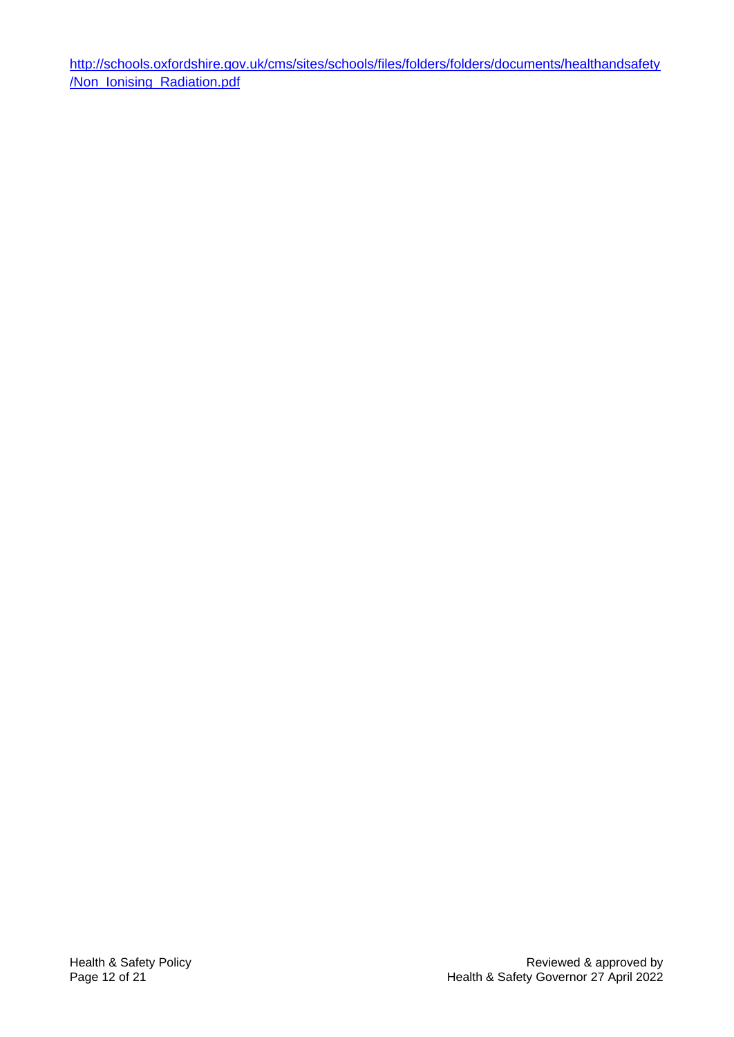http://schools.oxfordshire.gov.uk/cms/sites/schools/files/folders/folders/documents/healthandsafety/Non_Ionising_Radiation.pdf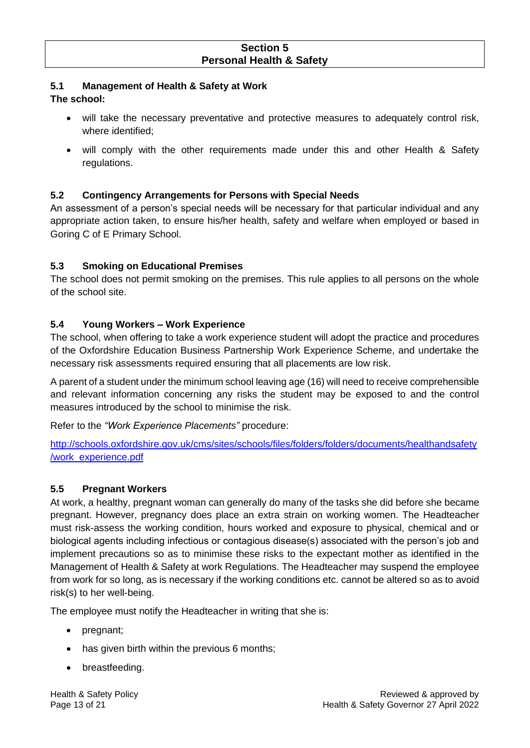## Section 5
## Personal Health & Safety

### 5.1 Management of Health & Safety at Work

**The school:**

- will take the necessary preventative and protective measures to adequately control risk, where identified;
- will comply with the other requirements made under this and other Health & Safety regulations.

### 5.2 Contingency Arrangements for Persons with Special Needs

An assessment of a person's special needs will be necessary for that particular individual and any appropriate action taken, to ensure his/her health, safety and welfare when employed or based in Goring C of E Primary School.

### 5.3 Smoking on Educational Premises

The school does not permit smoking on the premises. This rule applies to all persons on the whole of the school site.

### 5.4 Young Workers – Work Experience

The school, when offering to take a work experience student will adopt the practice and procedures of the Oxfordshire Education Business Partnership Work Experience Scheme, and undertake the necessary risk assessments required ensuring that all placements are low risk.

A parent of a student under the minimum school leaving age (16) will need to receive comprehensible and relevant information concerning any risks the student may be exposed to and the control measures introduced by the school to minimise the risk.

Refer to the *"Work Experience Placements"* procedure:

[http://schools.oxfordshire.gov.uk/cms/sites/schools/files/folders/folders/documents/healthandsafety/work_experience.pdf](http://schools.oxfordshire.gov.uk/cms/sites/schools/files/folders/folders/documents/healthandsafety/work_experience.pdf)

### 5.5 Pregnant Workers

At work, a healthy, pregnant woman can generally do many of the tasks she did before she became pregnant. However, pregnancy does place an extra strain on working women. The Headteacher must risk-assess the working condition, hours worked and exposure to physical, chemical and or biological agents including infectious or contagious disease(s) associated with the person's job and implement precautions so as to minimise these risks to the expectant mother as identified in the Management of Health & Safety at work Regulations. The Headteacher may suspend the employee from work for so long, as is necessary if the working conditions etc. cannot be altered so as to avoid risk(s) to her well-being.

The employee must notify the Headteacher in writing that she is:

- pregnant;
- has given birth within the previous 6 months;
- breastfeeding.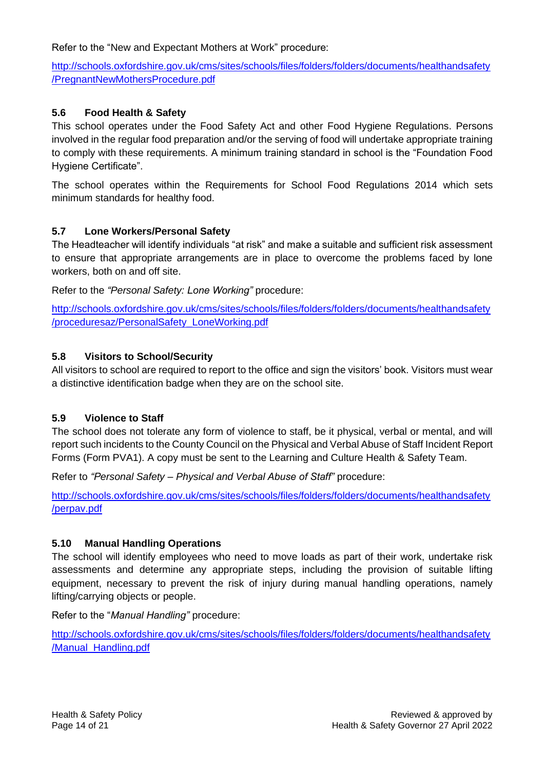Refer to the "New and Expectant Mothers at Work" procedure:

http://schools.oxfordshire.gov.uk/cms/sites/schools/files/folders/folders/documents/healthandsafety/PregnantNewMothersProcedure.pdf

### 5.6 Food Health & Safety

This school operates under the Food Safety Act and other Food Hygiene Regulations. Persons involved in the regular food preparation and/or the serving of food will undertake appropriate training to comply with these requirements. A minimum training standard in school is the "Foundation Food Hygiene Certificate".

The school operates within the Requirements for School Food Regulations 2014 which sets minimum standards for healthy food.

### 5.7 Lone Workers/Personal Safety

The Headteacher will identify individuals "at risk" and make a suitable and sufficient risk assessment to ensure that appropriate arrangements are in place to overcome the problems faced by lone workers, both on and off site.

Refer to the *"Personal Safety: Lone Working"* procedure:

http://schools.oxfordshire.gov.uk/cms/sites/schools/files/folders/folders/documents/healthandsafety/proceduresaz/PersonalSafety_LoneWorking.pdf

### 5.8 Visitors to School/Security

All visitors to school are required to report to the office and sign the visitors' book. Visitors must wear a distinctive identification badge when they are on the school site.

### 5.9 Violence to Staff

The school does not tolerate any form of violence to staff, be it physical, verbal or mental, and will report such incidents to the County Council on the Physical and Verbal Abuse of Staff Incident Report Forms (Form PVA1). A copy must be sent to the Learning and Culture Health & Safety Team.

Refer to *"Personal Safety – Physical and Verbal Abuse of Staff"* procedure:

http://schools.oxfordshire.gov.uk/cms/sites/schools/files/folders/folders/documents/healthandsafety/perpav.pdf

### 5.10 Manual Handling Operations

The school will identify employees who need to move loads as part of their work, undertake risk assessments and determine any appropriate steps, including the provision of suitable lifting equipment, necessary to prevent the risk of injury during manual handling operations, namely lifting/carrying objects or people.

Refer to the "*Manual Handling"* procedure:

http://schools.oxfordshire.gov.uk/cms/sites/schools/files/folders/folders/documents/healthandsafety/Manual_Handling.pdf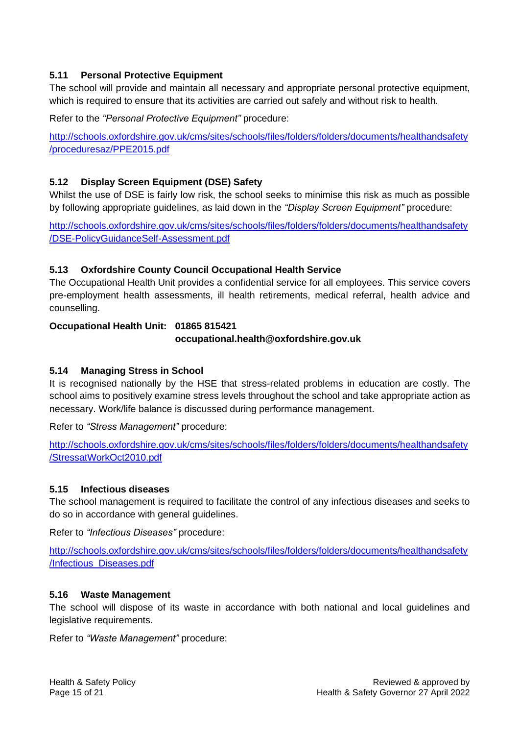### 5.11 Personal Protective Equipment

The school will provide and maintain all necessary and appropriate personal protective equipment, which is required to ensure that its activities are carried out safely and without risk to health.

Refer to the *"Personal Protective Equipment"* procedure:

http://schools.oxfordshire.gov.uk/cms/sites/schools/files/folders/folders/documents/healthandsafety/proceduresaz/PPE2015.pdf

### 5.12 Display Screen Equipment (DSE) Safety

Whilst the use of DSE is fairly low risk, the school seeks to minimise this risk as much as possible by following appropriate guidelines, as laid down in the *"Display Screen Equipment"* procedure:

http://schools.oxfordshire.gov.uk/cms/sites/schools/files/folders/folders/documents/healthandsafety/DSE-PolicyGuidanceSelf-Assessment.pdf

### 5.13 Oxfordshire County Council Occupational Health Service

The Occupational Health Unit provides a confidential service for all employees. This service covers pre-employment health assessments, ill health retirements, medical referral, health advice and counselling.

**Occupational Health Unit: 01865 815421**
**occupational.health@oxfordshire.gov.uk**

### 5.14 Managing Stress in School

It is recognised nationally by the HSE that stress-related problems in education are costly. The school aims to positively examine stress levels throughout the school and take appropriate action as necessary. Work/life balance is discussed during performance management.

Refer to *"Stress Management"* procedure:

http://schools.oxfordshire.gov.uk/cms/sites/schools/files/folders/folders/documents/healthandsafety/StressatWorkOct2010.pdf

### 5.15 Infectious diseases

The school management is required to facilitate the control of any infectious diseases and seeks to do so in accordance with general guidelines.

Refer to *"Infectious Diseases"* procedure:

http://schools.oxfordshire.gov.uk/cms/sites/schools/files/folders/folders/documents/healthandsafety/Infectious_Diseases.pdf

### 5.16 Waste Management

The school will dispose of its waste in accordance with both national and local guidelines and legislative requirements.

Refer to *"Waste Management"* procedure: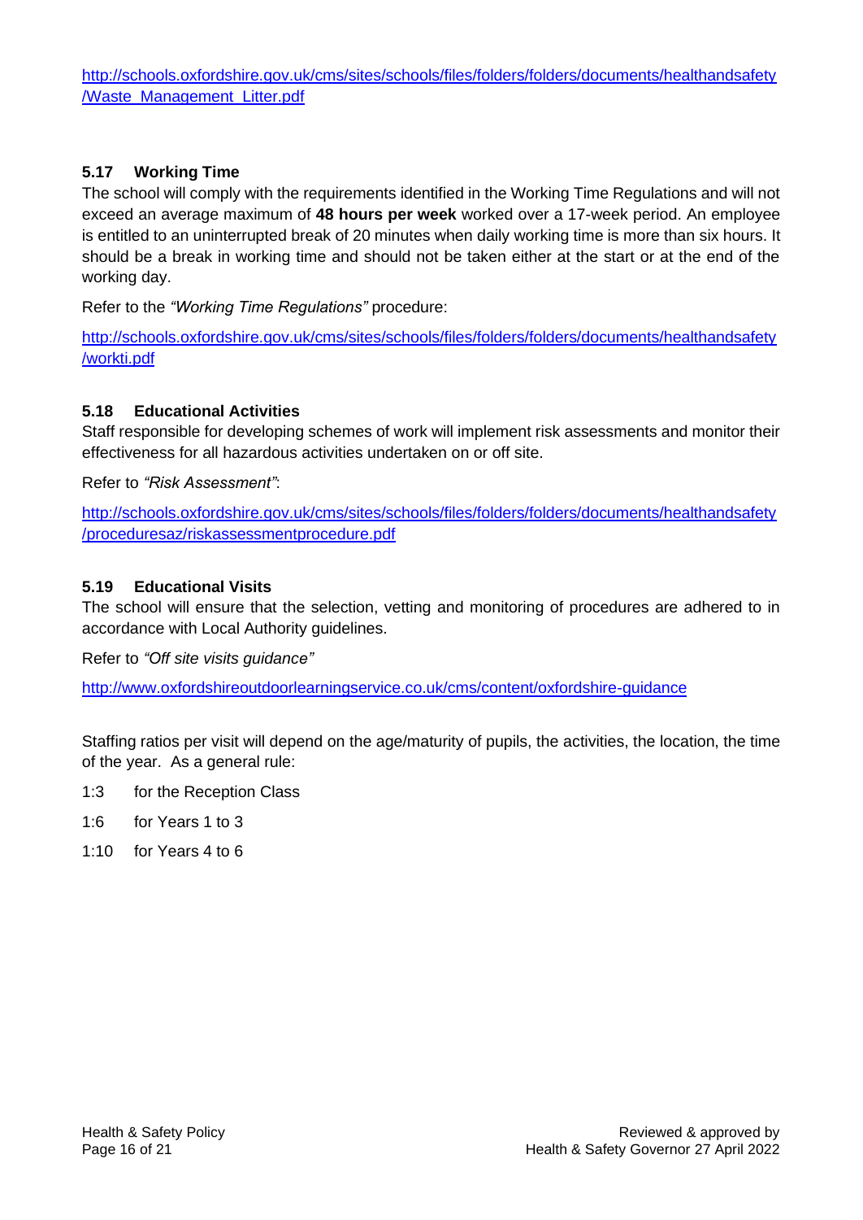http://schools.oxfordshire.gov.uk/cms/sites/schools/files/folders/folders/documents/healthandsafety/Waste_Management_Litter.pdf

### 5.17 Working Time

The school will comply with the requirements identified in the Working Time Regulations and will not exceed an average maximum of **48 hours per week** worked over a 17-week period. An employee is entitled to an uninterrupted break of 20 minutes when daily working time is more than six hours. It should be a break in working time and should not be taken either at the start or at the end of the working day.

Refer to the *"Working Time Regulations"* procedure:

http://schools.oxfordshire.gov.uk/cms/sites/schools/files/folders/folders/documents/healthandsafety/workti.pdf

### 5.18 Educational Activities

Staff responsible for developing schemes of work will implement risk assessments and monitor their effectiveness for all hazardous activities undertaken on or off site.

Refer to *"Risk Assessment"*:

http://schools.oxfordshire.gov.uk/cms/sites/schools/files/folders/folders/documents/healthandsafety/proceduresaz/riskassessmentprocedure.pdf

### 5.19 Educational Visits

The school will ensure that the selection, vetting and monitoring of procedures are adhered to in accordance with Local Authority guidelines.

Refer to *"Off site visits guidance"*

http://www.oxfordshireoutdoorlearningservice.co.uk/cms/content/oxfordshire-guidance

Staffing ratios per visit will depend on the age/maturity of pupils, the activities, the location, the time of the year. As a general rule:

1:3 for the Reception Class

1:6 for Years 1 to 3

1:10 for Years 4 to 6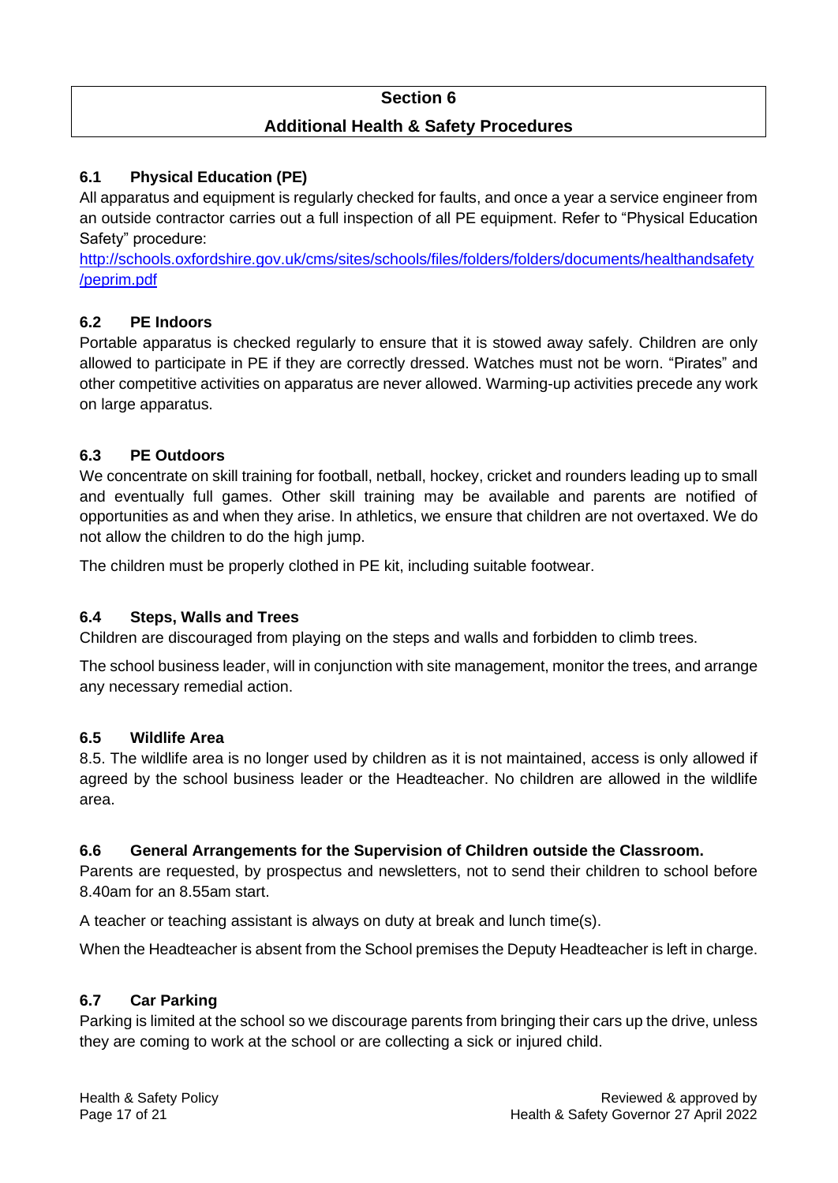## Section 6
## Additional Health & Safety Procedures

### 6.1 Physical Education (PE)

All apparatus and equipment is regularly checked for faults, and once a year a service engineer from an outside contractor carries out a full inspection of all PE equipment. Refer to "Physical Education Safety" procedure:
[http://schools.oxfordshire.gov.uk/cms/sites/schools/files/folders/folders/documents/healthandsafety/peprim.pdf](http://schools.oxfordshire.gov.uk/cms/sites/schools/files/folders/folders/documents/healthandsafety/peprim.pdf)

### 6.2 PE Indoors

Portable apparatus is checked regularly to ensure that it is stowed away safely. Children are only allowed to participate in PE if they are correctly dressed. Watches must not be worn. "Pirates" and other competitive activities on apparatus are never allowed. Warming-up activities precede any work on large apparatus.

### 6.3 PE Outdoors

We concentrate on skill training for football, netball, hockey, cricket and rounders leading up to small and eventually full games. Other skill training may be available and parents are notified of opportunities as and when they arise. In athletics, we ensure that children are not overtaxed. We do not allow the children to do the high jump.

The children must be properly clothed in PE kit, including suitable footwear.

### 6.4 Steps, Walls and Trees

Children are discouraged from playing on the steps and walls and forbidden to climb trees.

The school business leader, will in conjunction with site management, monitor the trees, and arrange any necessary remedial action.

### 6.5 Wildlife Area

8.5. The wildlife area is no longer used by children as it is not maintained, access is only allowed if agreed by the school business leader or the Headteacher. No children are allowed in the wildlife area.

### 6.6 General Arrangements for the Supervision of Children outside the Classroom.

Parents are requested, by prospectus and newsletters, not to send their children to school before 8.40am for an 8.55am start.

A teacher or teaching assistant is always on duty at break and lunch time(s).

When the Headteacher is absent from the School premises the Deputy Headteacher is left in charge.

### 6.7 Car Parking

Parking is limited at the school so we discourage parents from bringing their cars up the drive, unless they are coming to work at the school or are collecting a sick or injured child.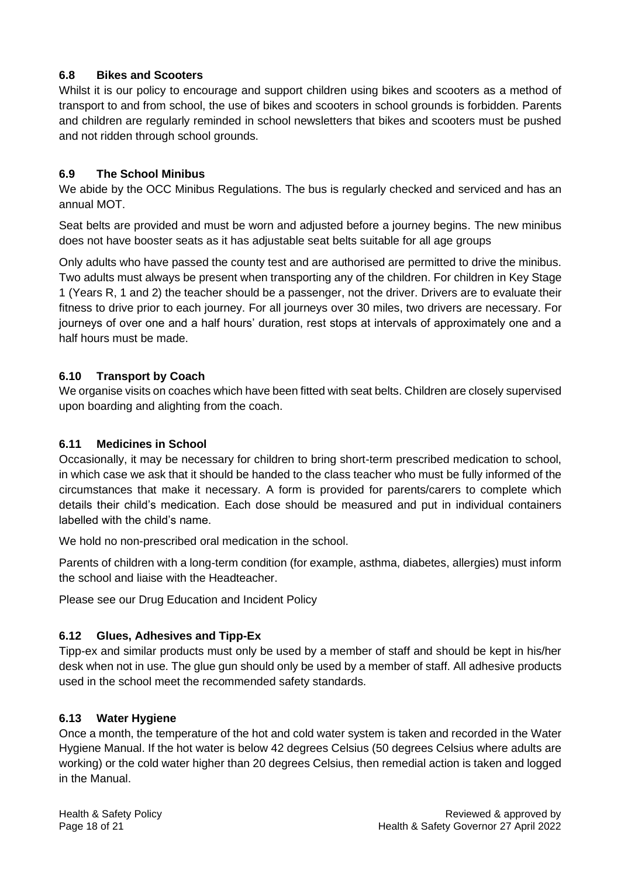### 6.8 Bikes and Scooters

Whilst it is our policy to encourage and support children using bikes and scooters as a method of transport to and from school, the use of bikes and scooters in school grounds is forbidden. Parents and children are regularly reminded in school newsletters that bikes and scooters must be pushed and not ridden through school grounds.

### 6.9 The School Minibus

We abide by the OCC Minibus Regulations. The bus is regularly checked and serviced and has an annual MOT.

Seat belts are provided and must be worn and adjusted before a journey begins. The new minibus does not have booster seats as it has adjustable seat belts suitable for all age groups

Only adults who have passed the county test and are authorised are permitted to drive the minibus. Two adults must always be present when transporting any of the children. For children in Key Stage 1 (Years R, 1 and 2) the teacher should be a passenger, not the driver. Drivers are to evaluate their fitness to drive prior to each journey. For all journeys over 30 miles, two drivers are necessary. For journeys of over one and a half hours' duration, rest stops at intervals of approximately one and a half hours must be made.

### 6.10 Transport by Coach

We organise visits on coaches which have been fitted with seat belts. Children are closely supervised upon boarding and alighting from the coach.

### 6.11 Medicines in School

Occasionally, it may be necessary for children to bring short-term prescribed medication to school, in which case we ask that it should be handed to the class teacher who must be fully informed of the circumstances that make it necessary. A form is provided for parents/carers to complete which details their child's medication. Each dose should be measured and put in individual containers labelled with the child's name.

We hold no non-prescribed oral medication in the school.

Parents of children with a long-term condition (for example, asthma, diabetes, allergies) must inform the school and liaise with the Headteacher.

Please see our Drug Education and Incident Policy

### 6.12 Glues, Adhesives and Tipp-Ex

Tipp-ex and similar products must only be used by a member of staff and should be kept in his/her desk when not in use. The glue gun should only be used by a member of staff. All adhesive products used in the school meet the recommended safety standards.

### 6.13 Water Hygiene

Once a month, the temperature of the hot and cold water system is taken and recorded in the Water Hygiene Manual. If the hot water is below 42 degrees Celsius (50 degrees Celsius where adults are working) or the cold water higher than 20 degrees Celsius, then remedial action is taken and logged in the Manual.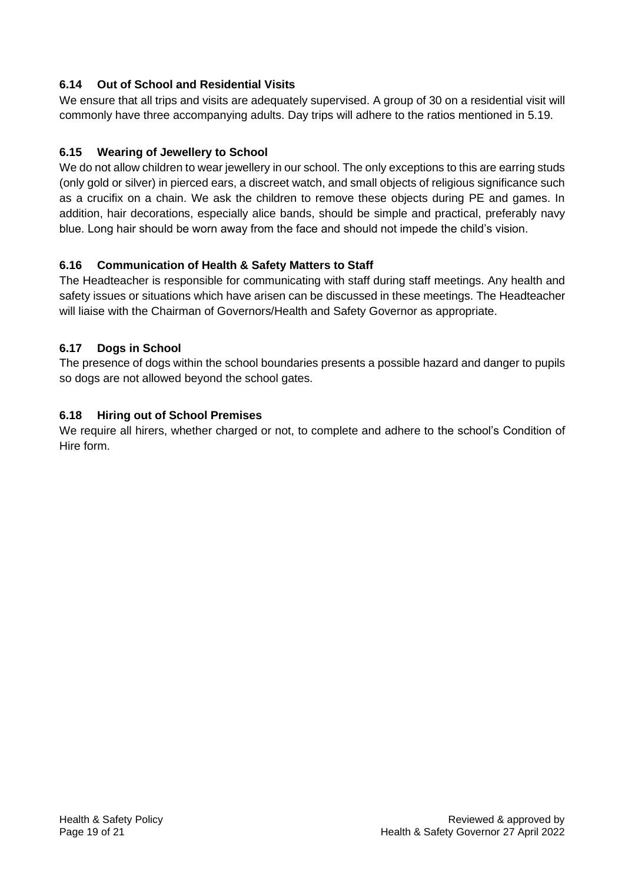### 6.14 Out of School and Residential Visits

We ensure that all trips and visits are adequately supervised. A group of 30 on a residential visit will commonly have three accompanying adults. Day trips will adhere to the ratios mentioned in 5.19.

### 6.15 Wearing of Jewellery to School

We do not allow children to wear jewellery in our school. The only exceptions to this are earring studs (only gold or silver) in pierced ears, a discreet watch, and small objects of religious significance such as a crucifix on a chain. We ask the children to remove these objects during PE and games. In addition, hair decorations, especially alice bands, should be simple and practical, preferably navy blue. Long hair should be worn away from the face and should not impede the child's vision.

### 6.16 Communication of Health & Safety Matters to Staff

The Headteacher is responsible for communicating with staff during staff meetings. Any health and safety issues or situations which have arisen can be discussed in these meetings. The Headteacher will liaise with the Chairman of Governors/Health and Safety Governor as appropriate.

### 6.17 Dogs in School

The presence of dogs within the school boundaries presents a possible hazard and danger to pupils so dogs are not allowed beyond the school gates.

### 6.18 Hiring out of School Premises

We require all hirers, whether charged or not, to complete and adhere to the school's Condition of Hire form.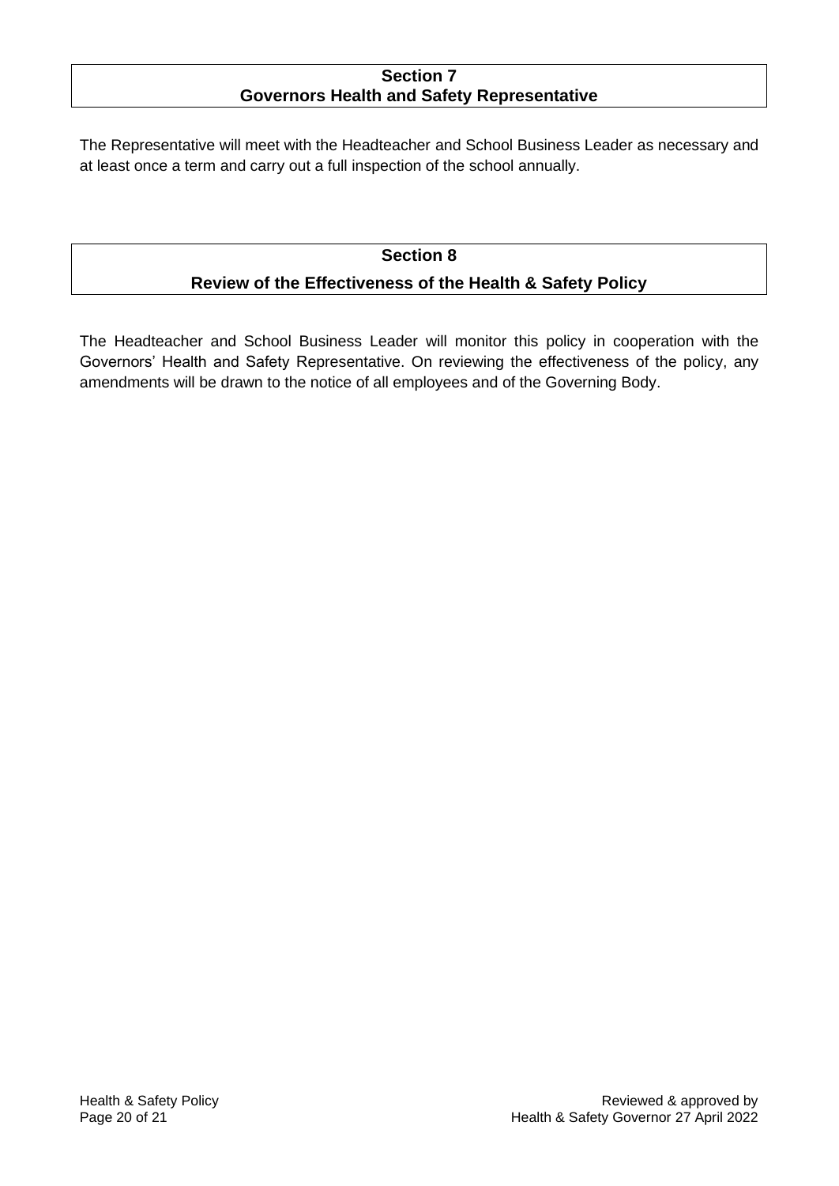## Section 7
## Governors Health and Safety Representative

The Representative will meet with the Headteacher and School Business Leader as necessary and at least once a term and carry out a full inspection of the school annually.

## Section 8
## Review of the Effectiveness of the Health & Safety Policy

The Headteacher and School Business Leader will monitor this policy in cooperation with the Governors' Health and Safety Representative. On reviewing the effectiveness of the policy, any amendments will be drawn to the notice of all employees and of the Governing Body.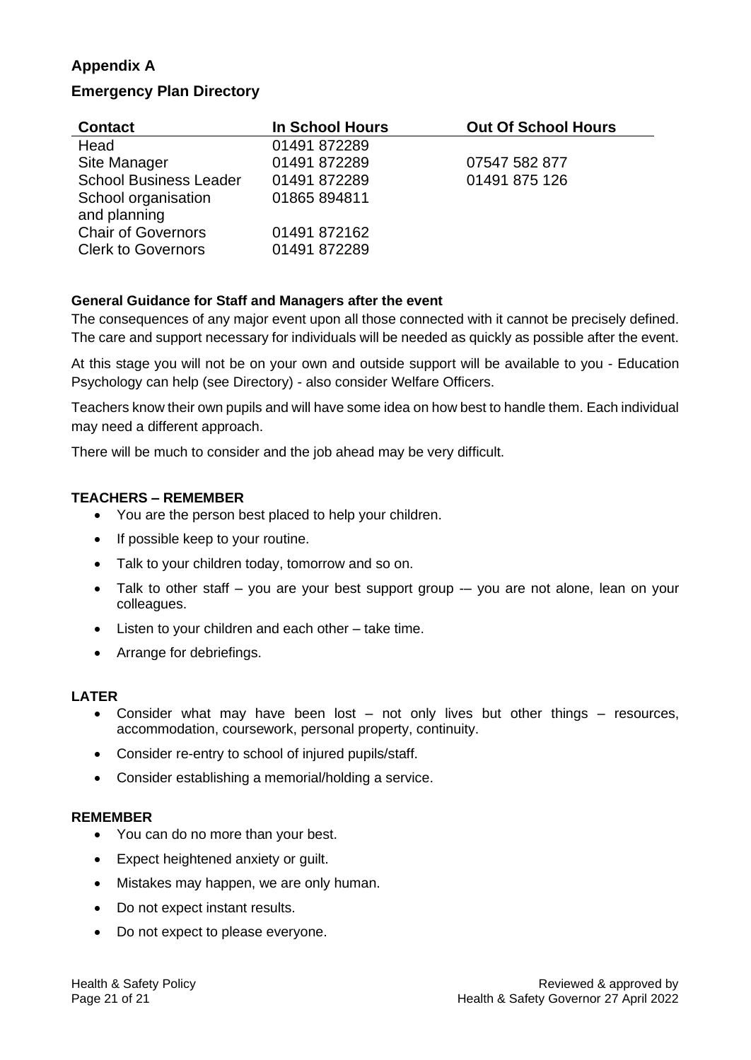## Appendix A

## Emergency Plan Directory

| Contact | In School Hours | Out Of School Hours |
|---|---|---|
| Head | 01491 872289 | |
| Site Manager | 01491 872289 | 07547 582 877 |
| School Business Leader | 01491 872289 | 01491 875 126 |
| School organisation and planning | 01865 894811 | |
| Chair of Governors | 01491 872162 | |
| Clerk to Governors | 01491 872289 | |

**General Guidance for Staff and Managers after the event**

The consequences of any major event upon all those connected with it cannot be precisely defined. The care and support necessary for individuals will be needed as quickly as possible after the event.

At this stage you will not be on your own and outside support will be available to you - Education Psychology can help (see Directory) - also consider Welfare Officers.

Teachers know their own pupils and will have some idea on how best to handle them. Each individual may need a different approach.

There will be much to consider and the job ahead may be very difficult.

**TEACHERS – REMEMBER**

- You are the person best placed to help your children.
- If possible keep to your routine.
- Talk to your children today, tomorrow and so on.
- Talk to other staff – you are your best support group -– you are not alone, lean on your colleagues.
- Listen to your children and each other – take time.
- Arrange for debriefings.

**LATER**

- Consider what may have been lost – not only lives but other things – resources, accommodation, coursework, personal property, continuity.
- Consider re-entry to school of injured pupils/staff.
- Consider establishing a memorial/holding a service.

**REMEMBER**

- You can do no more than your best.
- Expect heightened anxiety or guilt.
- Mistakes may happen, we are only human.
- Do not expect instant results.
- Do not expect to please everyone.